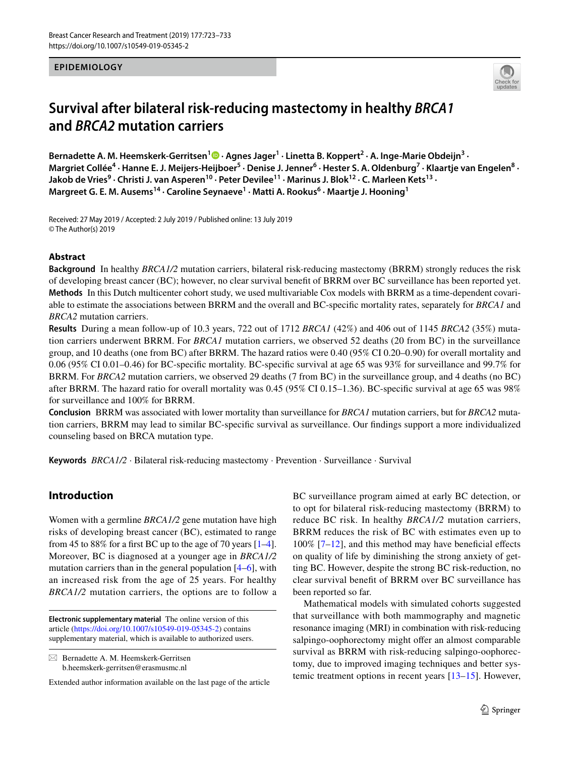EPIDEMIOLOGY

# Survival after bilateral risk-reducing mastectomy in healthy *BRCA1* and *BRCA2* mutation carriers

**Bernadette A. M. Heemskerk-Gerritsen[1] · Agnes Jager[1] · Linetta B. Koppert[2] · A. Inge-Marie Obdeijn[3] · Margriet Collée[4] · Hanne E. J. Meijers-Heijboer[5] · Denise J. Jenner[6] · Hester S. A. Oldenburg[7] · Klaartje van Engelen[8] · Jakob de Vries[9] · Christi J. van Asperen[10] · Peter Devilee[11] · Marinus J. Blok[12] · C. Marleen Kets[13] · Margreet G. E. M. Ausems[14] · Caroline Seynaeve[1] · Matti A. Rookus[6] · Maartje J. Hooning[1]**

Received: 27 May 2019 / Accepted: 2 July 2019 / Published online: 13 July 2019
© The Author(s) 2019

## Abstract

**Background** In healthy *BRCA1/2* mutation carriers, bilateral risk-reducing mastectomy (BRRM) strongly reduces the risk of developing breast cancer (BC); however, no clear survival benefit of BRRM over BC surveillance has been reported yet.

**Methods** In this Dutch multicenter cohort study, we used multivariable Cox models with BRRM as a time-dependent covariable to estimate the associations between BRRM and the overall and BC-specific mortality rates, separately for *BRCA1* and *BRCA2* mutation carriers.

**Results** During a mean follow-up of 10.3 years, 722 out of 1712 *BRCA1* (42%) and 406 out of 1145 *BRCA2* (35%) mutation carriers underwent BRRM. For *BRCA1* mutation carriers, we observed 52 deaths (20 from BC) in the surveillance group, and 10 deaths (one from BC) after BRRM. The hazard ratios were 0.40 (95% CI 0.20–0.90) for overall mortality and 0.06 (95% CI 0.01–0.46) for BC-specific mortality. BC-specific survival at age 65 was 93% for surveillance and 99.7% for BRRM. For *BRCA2* mutation carriers, we observed 29 deaths (7 from BC) in the surveillance group, and 4 deaths (no BC) after BRRM. The hazard ratio for overall mortality was 0.45 (95% CI 0.15–1.36). BC-specific survival at age 65 was 98% for surveillance and 100% for BRRM.

**Conclusion** BRRM was associated with lower mortality than surveillance for *BRCA1* mutation carriers, but for *BRCA2* mutation carriers, BRRM may lead to similar BC-specific survival as surveillance. Our findings support a more individualized counseling based on BRCA mutation type.

**Keywords** *BRCA1/2* · Bilateral risk-reducing mastectomy · Prevention · Surveillance · Survival

## Introduction

Women with a germline *BRCA1/2* gene mutation have high risks of developing breast cancer (BC), estimated to range from 45 to 88% for a first BC up to the age of 70 years [1–4]. Moreover, BC is diagnosed at a younger age in *BRCA1/2* mutation carriers than in the general population [4–6], with an increased risk from the age of 25 years. For healthy *BRCA1/2* mutation carriers, the options are to follow a BC surveillance program aimed at early BC detection, or to opt for bilateral risk-reducing mastectomy (BRRM) to reduce BC risk. In healthy *BRCA1/2* mutation carriers, BRRM reduces the risk of BC with estimates even up to 100% [7–12], and this method may have beneficial effects on quality of life by diminishing the strong anxiety of getting BC. However, despite the strong BC risk-reduction, no clear survival benefit of BRRM over BC surveillance has been reported so far.

Mathematical models with simulated cohorts suggested that surveillance with both mammography and magnetic resonance imaging (MRI) in combination with risk-reducing salpingo-oophorectomy might offer an almost comparable survival as BRRM with risk-reducing salpingo-oophorectomy, due to improved imaging techniques and better systemic treatment options in recent years [13–15]. However,

**Electronic supplementary material** The online version of this article (https://doi.org/10.1007/s10549-019-05345-2) contains supplementary material, which is available to authorized users.

✉ Bernadette A. M. Heemskerk-Gerritsen
b.heemskerk-gerritsen@erasmusmc.nl

Extended author information available on the last page of the article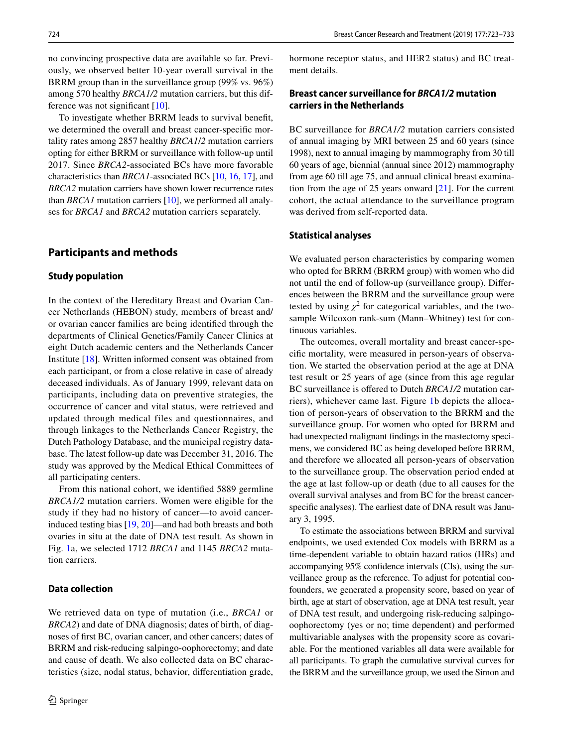no convincing prospective data are available so far. Previously, we observed better 10-year overall survival in the BRRM group than in the surveillance group (99% vs. 96%) among 570 healthy *BRCA1/2* mutation carriers, but this difference was not significant [10].

To investigate whether BRRM leads to survival benefit, we determined the overall and breast cancer-specific mortality rates among 2857 healthy *BRCA1/2* mutation carriers opting for either BRRM or surveillance with follow-up until 2017. Since *BRCA2*-associated BCs have more favorable characteristics than *BRCA1*-associated BCs [10, 16, 17], and *BRCA2* mutation carriers have shown lower recurrence rates than *BRCA1* mutation carriers [10], we performed all analyses for *BRCA1* and *BRCA2* mutation carriers separately.

## Participants and methods

### Study population

In the context of the Hereditary Breast and Ovarian Cancer Netherlands (HEBON) study, members of breast and/or ovarian cancer families are being identified through the departments of Clinical Genetics/Family Cancer Clinics at eight Dutch academic centers and the Netherlands Cancer Institute [18]. Written informed consent was obtained from each participant, or from a close relative in case of already deceased individuals. As of January 1999, relevant data on participants, including data on preventive strategies, the occurrence of cancer and vital status, were retrieved and updated through medical files and questionnaires, and through linkages to the Netherlands Cancer Registry, the Dutch Pathology Database, and the municipal registry database. The latest follow-up date was December 31, 2016. The study was approved by the Medical Ethical Committees of all participating centers.

From this national cohort, we identified 5889 germline *BRCA1/2* mutation carriers. Women were eligible for the study if they had no history of cancer—to avoid cancer-induced testing bias [19, 20]—and had both breasts and both ovaries in situ at the date of DNA test result. As shown in Fig. 1a, we selected 1712 *BRCA1* and 1145 *BRCA2* mutation carriers.

### Data collection

We retrieved data on type of mutation (i.e., *BRCA1* or *BRCA2*) and date of DNA diagnosis; dates of birth, of diagnoses of first BC, ovarian cancer, and other cancers; dates of BRRM and risk-reducing salpingo-oophorectomy; and date and cause of death. We also collected data on BC characteristics (size, nodal status, behavior, differentiation grade, hormone receptor status, and HER2 status) and BC treatment details.

### Breast cancer surveillance for *BRCA1/2* mutation carriers in the Netherlands

BC surveillance for *BRCA1/2* mutation carriers consisted of annual imaging by MRI between 25 and 60 years (since 1998), next to annual imaging by mammography from 30 till 60 years of age, biennial (annual since 2012) mammography from age 60 till age 75, and annual clinical breast examination from the age of 25 years onward [21]. For the current cohort, the actual attendance to the surveillance program was derived from self-reported data.

### Statistical analyses

We evaluated person characteristics by comparing women who opted for BRRM (BRRM group) with women who did not until the end of follow-up (surveillance group). Differences between the BRRM and the surveillance group were tested by using $\chi^2$ for categorical variables, and the two-sample Wilcoxon rank-sum (Mann–Whitney) test for continuous variables.

The outcomes, overall mortality and breast cancer-specific mortality, were measured in person-years of observation. We started the observation period at the age at DNA test result or 25 years of age (since from this age regular BC surveillance is offered to Dutch *BRCA1/2* mutation carriers), whichever came last. Figure 1b depicts the allocation of person-years of observation to the BRRM and the surveillance group. For women who opted for BRRM and had unexpected malignant findings in the mastectomy specimens, we considered BC as being developed before BRRM, and therefore we allocated all person-years of observation to the surveillance group. The observation period ended at the age at last follow-up or death (due to all causes for the overall survival analyses and from BC for the breast cancer-specific analyses). The earliest date of DNA result was January 3, 1995.

To estimate the associations between BRRM and survival endpoints, we used extended Cox models with BRRM as a time-dependent variable to obtain hazard ratios (HRs) and accompanying 95% confidence intervals (CIs), using the surveillance group as the reference. To adjust for potential confounders, we generated a propensity score, based on year of birth, age at start of observation, age at DNA test result, year of DNA test result, and undergoing risk-reducing salpingo-oophorectomy (yes or no; time dependent) and performed multivariable analyses with the propensity score as covariable. For the mentioned variables all data were available for all participants. To graph the cumulative survival curves for the BRRM and the surveillance group, we used the Simon and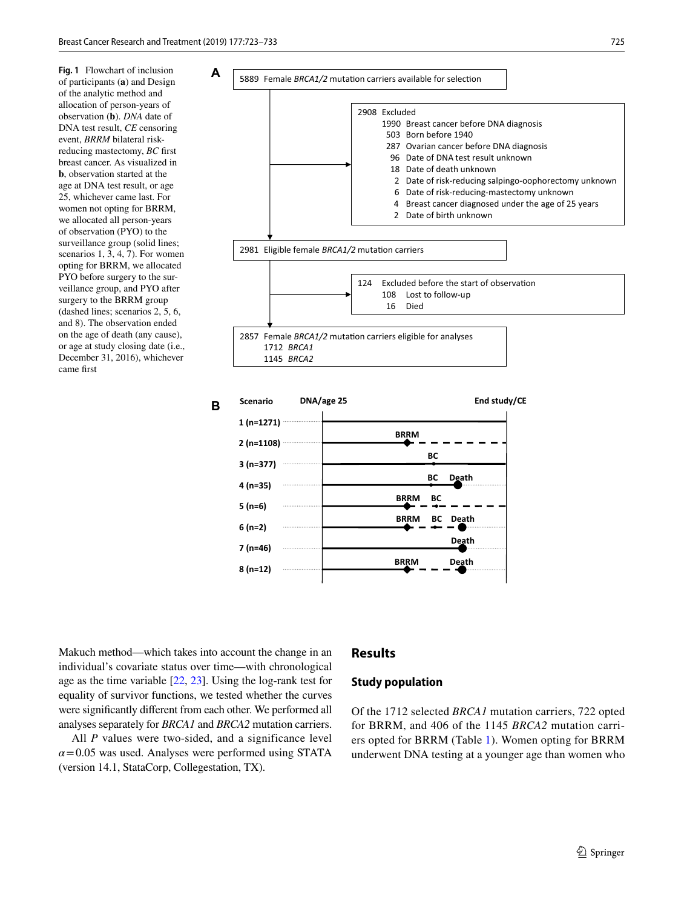**Fig. 1** Flowchart of inclusion of participants (**a**) and Design of the analytic method and allocation of person-years of observation (**b**). *DNA* date of DNA test result, *CE* censoring event, *BRRM* bilateral risk-reducing mastectomy, *BC* first breast cancer. As visualized in **b**, observation started at the age at DNA test result, or age 25, whichever came last. For women not opting for BRRM, we allocated all person-years of observation (PYO) to the surveillance group (solid lines; scenarios 1, 3, 4, 7). For women opting for BRRM, we allocated PYO before surgery to the surveillance group, and PYO after surgery to the BRRM group (dashed lines; scenarios 2, 5, 6, and 8). The observation ended on the age of death (any cause), or age at study closing date (i.e., December 31, 2016), whichever came first

A

5889 Female *BRCA1/2* mutation carriers available for selection

2908 Excluded
1990 Breast cancer before DNA diagnosis
503 Born before 1940
287 Ovarian cancer before DNA diagnosis
96 Date of DNA test result unknown
18 Date of death unknown
2 Date of risk-reducing salpingo-oophorectomy unknown
6 Date of risk-reducing-mastectomy unknown
4 Breast cancer diagnosed under the age of 25 years
2 Date of birth unknown

2981 Eligible female *BRCA1/2* mutation carriers

124 Excluded before the start of observation
108 Lost to follow-up
16 Died

2857 Female *BRCA1/2* mutation carriers eligible for analyses
1712 *BRCA1*
1145 *BRCA2*

B

Scenario
DNA/age 25
End study/CE
1 (n=1271)
2 (n=1108) BRRM
3 (n=377) BC
4 (n=35) BC Death
5 (n=6) BRRM BC
6 (n=2) BRRM BC Death
7 (n=46) Death
8 (n=12) BRRM Death

Makuch method—which takes into account the change in an individual's covariate status over time—with chronological age as the time variable [22, 23]. Using the log-rank test for equality of survivor functions, we tested whether the curves were significantly different from each other. We performed all analyses separately for *BRCA1* and *BRCA2* mutation carriers.

All *P* values were two-sided, and a significance level $\alpha = 0.05$ was used. Analyses were performed using STATA (version 14.1, StataCorp, Collegestation, TX).

## Results

### Study population

Of the 1712 selected *BRCA1* mutation carriers, 722 opted for BRRM, and 406 of the 1145 *BRCA2* mutation carriers opted for BRRM (Table 1). Women opting for BRRM underwent DNA testing at a younger age than women who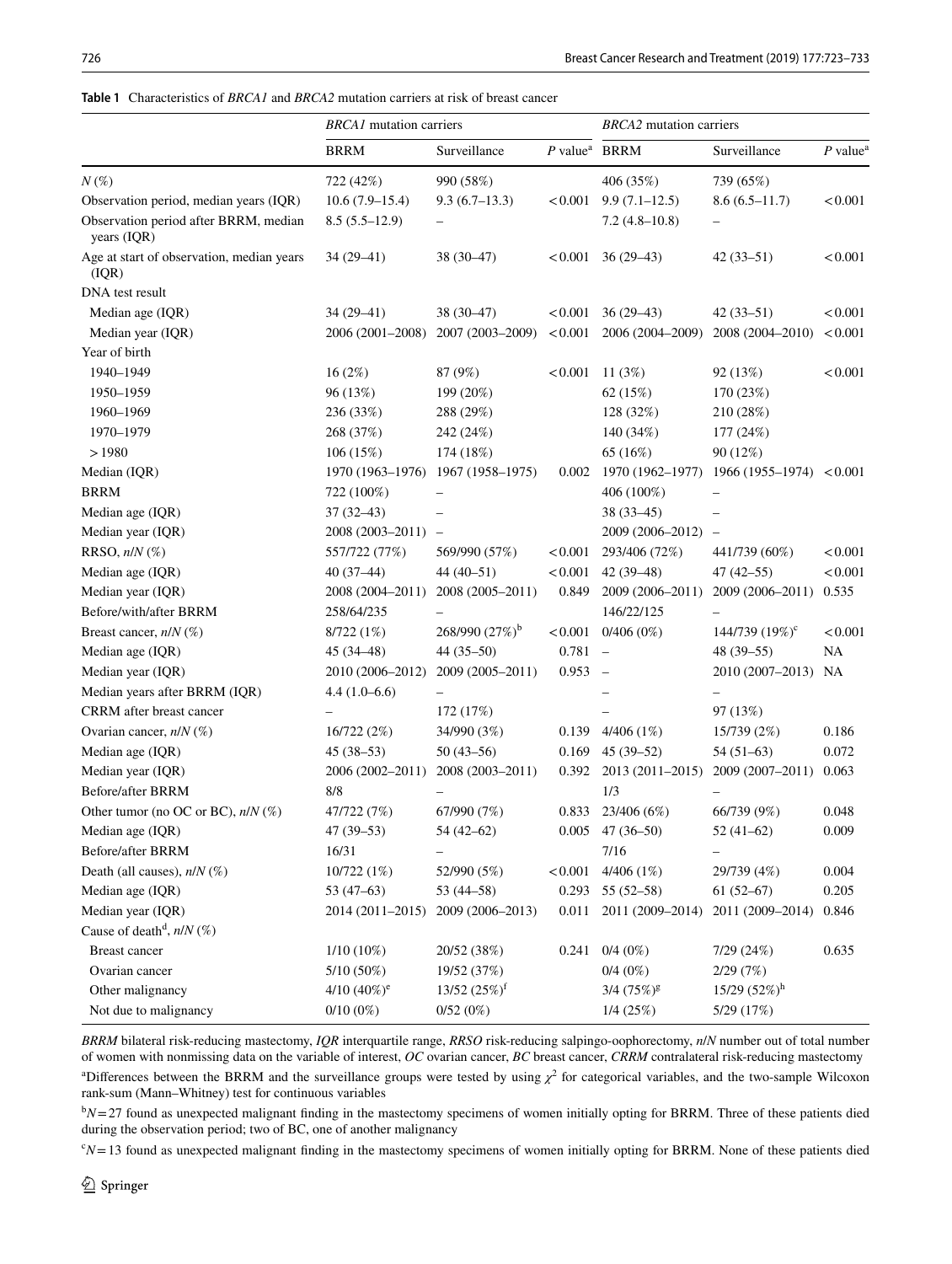**Table 1** Characteristics of *BRCA1* and *BRCA2* mutation carriers at risk of breast cancer

| | *BRCA1* mutation carriers | | | *BRCA2* mutation carriers | | |
|---|---|---|---|---|---|---|
| | BRRM | Surveillance | *P* value[a] | BRRM | Surveillance | *P* value[a] |
| *N* (%) | 722 (42%) | 990 (58%) | | 406 (35%) | 739 (65%) | |
| Observation period, median years (IQR) | 10.6 (7.9–15.4) | 9.3 (6.7–13.3) | < 0.001 | 9.9 (7.1–12.5) | 8.6 (6.5–11.7) | < 0.001 |
| Observation period after BRRM, median years (IQR) | 8.5 (5.5–12.9) | – | | 7.2 (4.8–10.8) | – | |
| Age at start of observation, median years (IQR) | 34 (29–41) | 38 (30–47) | < 0.001 | 36 (29–43) | 42 (33–51) | < 0.001 |
| DNA test result | | | | | | |
| Median age (IQR) | 34 (29–41) | 38 (30–47) | < 0.001 | 36 (29–43) | 42 (33–51) | < 0.001 |
| Median year (IQR) | 2006 (2001–2008) | 2007 (2003–2009) | < 0.001 | 2006 (2004–2009) | 2008 (2004–2010) | < 0.001 |
| Year of birth | | | | | | |
| 1940–1949 | 16 (2%) | 87 (9%) | < 0.001 | 11 (3%) | 92 (13%) | < 0.001 |
| 1950–1959 | 96 (13%) | 199 (20%) | | 62 (15%) | 170 (23%) | |
| 1960–1969 | 236 (33%) | 288 (29%) | | 128 (32%) | 210 (28%) | |
| 1970–1979 | 268 (37%) | 242 (24%) | | 140 (34%) | 177 (24%) | |
| > 1980 | 106 (15%) | 174 (18%) | | 65 (16%) | 90 (12%) | |
| Median (IQR) | 1970 (1963–1976) | 1967 (1958–1975) | 0.002 | 1970 (1962–1977) | 1966 (1955–1974) | < 0.001 |
| BRRM | 722 (100%) | – | | 406 (100%) | – | |
| Median age (IQR) | 37 (32–43) | – | | 38 (33–45) | – | |
| Median year (IQR) | 2008 (2003–2011) | – | | 2009 (2006–2012) | – | |
| RRSO, *n*/*N* (%) | 557/722 (77%) | 569/990 (57%) | < 0.001 | 293/406 (72%) | 441/739 (60%) | < 0.001 |
| Median age (IQR) | 40 (37–44) | 44 (40–51) | < 0.001 | 42 (39–48) | 47 (42–55) | < 0.001 |
| Median year (IQR) | 2008 (2004–2011) | 2008 (2005–2011) | 0.849 | 2009 (2006–2011) | 2009 (2006–2011) | 0.535 |
| Before/with/after BRRM | 258/64/235 | – | | 146/22/125 | – | |
| Breast cancer, *n*/*N* (%) | 8/722 (1%) | 268/990 (27%)[b] | < 0.001 | 0/406 (0%) | 144/739 (19%)[c] | < 0.001 |
| Median age (IQR) | 45 (34–48) | 44 (35–50) | 0.781 | – | 48 (39–55) | NA |
| Median year (IQR) | 2010 (2006–2012) | 2009 (2005–2011) | 0.953 | – | 2010 (2007–2013) | NA |
| Median years after BRRM (IQR) | 4.4 (1.0–6.6) | – | | – | – | |
| CRRM after breast cancer | – | 172 (17%) | | – | 97 (13%) | |
| Ovarian cancer, *n*/*N* (%) | 16/722 (2%) | 34/990 (3%) | 0.139 | 4/406 (1%) | 15/739 (2%) | 0.186 |
| Median age (IQR) | 45 (38–53) | 50 (43–56) | 0.169 | 45 (39–52) | 54 (51–63) | 0.072 |
| Median year (IQR) | 2006 (2002–2011) | 2008 (2003–2011) | 0.392 | 2013 (2011–2015) | 2009 (2007–2011) | 0.063 |
| Before/after BRRM | 8/8 | – | | 1/3 | – | |
| Other tumor (no OC or BC), *n*/*N* (%) | 47/722 (7%) | 67/990 (7%) | 0.833 | 23/406 (6%) | 66/739 (9%) | 0.048 |
| Median age (IQR) | 47 (39–53) | 54 (42–62) | 0.005 | 47 (36–50) | 52 (41–62) | 0.009 |
| Before/after BRRM | 16/31 | – | | 7/16 | – | |
| Death (all causes), *n*/*N* (%) | 10/722 (1%) | 52/990 (5%) | < 0.001 | 4/406 (1%) | 29/739 (4%) | 0.004 |
| Median age (IQR) | 53 (47–63) | 53 (44–58) | 0.293 | 55 (52–58) | 61 (52–67) | 0.205 |
| Median year (IQR) | 2014 (2011–2015) | 2009 (2006–2013) | 0.011 | 2011 (2009–2014) | 2011 (2009–2014) | 0.846 |
| Cause of death[d], *n*/*N* (%) | | | | | | |
| Breast cancer | 1/10 (10%) | 20/52 (38%) | 0.241 | 0/4 (0%) | 7/29 (24%) | 0.635 |
| Ovarian cancer | 5/10 (50%) | 19/52 (37%) | | 0/4 (0%) | 2/29 (7%) | |
| Other malignancy | 4/10 (40%)[e] | 13/52 (25%)[f] | | 3/4 (75%)[g] | 15/29 (52%)[h] | |
| Not due to malignancy | 0/10 (0%) | 0/52 (0%) | | 1/4 (25%) | 5/29 (17%) | |

*BRRM* bilateral risk-reducing mastectomy, *IQR* interquartile range, *RRSO* risk-reducing salpingo-oophorectomy, *n*/*N* number out of total number of women with nonmissing data on the variable of interest, *OC* ovarian cancer, *BC* breast cancer, *CRRM* contralateral risk-reducing mastectomy

[a]Differences between the BRRM and the surveillance groups were tested by using $\chi^2$ for categorical variables, and the two-sample Wilcoxon rank-sum (Mann–Whitney) test for continuous variables

[b]*N* = 27 found as unexpected malignant finding in the mastectomy specimens of women initially opting for BRRM. Three of these patients died during the observation period; two of BC, one of another malignancy

[c]*N* = 13 found as unexpected malignant finding in the mastectomy specimens of women initially opting for BRRM. None of these patients died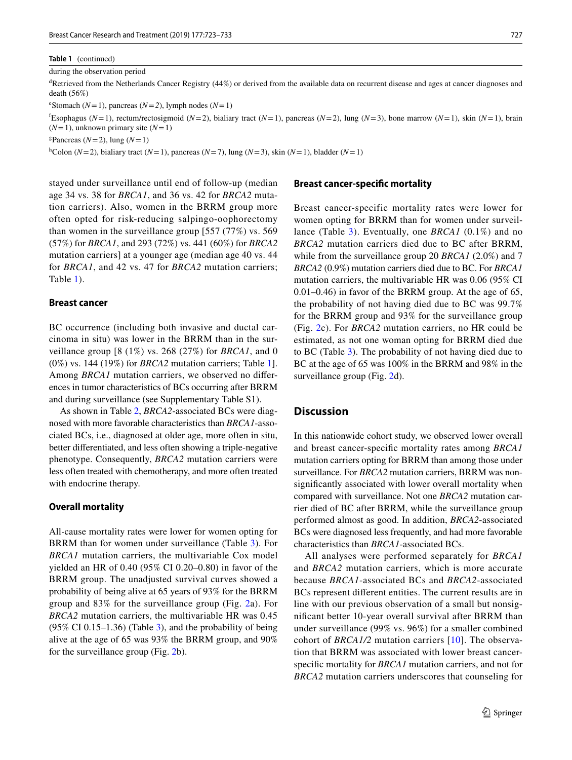**Table 1** (continued)

during the observation period

[d]Retrieved from the Netherlands Cancer Registry (44%) or derived from the available data on recurrent disease and ages at cancer diagnoses and death (56%)

[e]Stomach ($N=1$), pancreas ($N=2$), lymph nodes ($N=1$)

[f]Esophagus ($N=1$), rectum/rectosigmoid ($N=2$), bialiary tract ($N=1$), pancreas ($N=2$), lung ($N=3$), bone marrow ($N=1$), skin ($N=1$), brain ($N=1$), unknown primary site ($N=1$)

[g]Pancreas ($N=2$), lung ($N=1$)

[h]Colon ($N=2$), bialiary tract ($N=1$), pancreas ($N=7$), lung ($N=3$), skin ($N=1$), bladder ($N=1$)

stayed under surveillance until end of follow-up (median age 34 vs. 38 for *BRCA1*, and 36 vs. 42 for *BRCA2* mutation carriers). Also, women in the BRRM group more often opted for risk-reducing salpingo-oophorectomy than women in the surveillance group [557 (77%) vs. 569 (57%) for *BRCA1*, and 293 (72%) vs. 441 (60%) for *BRCA2* mutation carriers] at a younger age (median age 40 vs. 44 for *BRCA1*, and 42 vs. 47 for *BRCA2* mutation carriers; Table 1).

### Breast cancer

BC occurrence (including both invasive and ductal carcinoma in situ) was lower in the BRRM than in the surveillance group [8 (1%) vs. 268 (27%) for *BRCA1*, and 0 (0%) vs. 144 (19%) for *BRCA2* mutation carriers; Table 1]. Among *BRCA1* mutation carriers, we observed no differences in tumor characteristics of BCs occurring after BRRM and during surveillance (see Supplementary Table S1).

As shown in Table 2, *BRCA2*-associated BCs were diagnosed with more favorable characteristics than *BRCA1*-associated BCs, i.e., diagnosed at older age, more often in situ, better differentiated, and less often showing a triple-negative phenotype. Consequently, *BRCA2* mutation carriers were less often treated with chemotherapy, and more often treated with endocrine therapy.

### Overall mortality

All-cause mortality rates were lower for women opting for BRRM than for women under surveillance (Table 3). For *BRCA1* mutation carriers, the multivariable Cox model yielded an HR of 0.40 (95% CI 0.20–0.80) in favor of the BRRM group. The unadjusted survival curves showed a probability of being alive at 65 years of 93% for the BRRM group and 83% for the surveillance group (Fig. 2a). For *BRCA2* mutation carriers, the multivariable HR was 0.45 (95% CI 0.15–1.36) (Table 3), and the probability of being alive at the age of 65 was 93% the BRRM group, and 90% for the surveillance group (Fig. 2b).

### Breast cancer-specific mortality

Breast cancer-specific mortality rates were lower for women opting for BRRM than for women under surveillance (Table 3). Eventually, one *BRCA1* (0.1%) and no *BRCA2* mutation carriers died due to BC after BRRM, while from the surveillance group 20 *BRCA1* (2.0%) and 7 *BRCA2* (0.9%) mutation carriers died due to BC. For *BRCA1* mutation carriers, the multivariable HR was 0.06 (95% CI 0.01–0.46) in favor of the BRRM group. At the age of 65, the probability of not having died due to BC was 99.7% for the BRRM group and 93% for the surveillance group (Fig. 2c). For *BRCA2* mutation carriers, no HR could be estimated, as not one woman opting for BRRM died due to BC (Table 3). The probability of not having died due to BC at the age of 65 was 100% in the BRRM and 98% in the surveillance group (Fig. 2d).

## Discussion

In this nationwide cohort study, we observed lower overall and breast cancer-specific mortality rates among *BRCA1* mutation carriers opting for BRRM than among those under surveillance. For *BRCA2* mutation carriers, BRRM was nonsignificantly associated with lower overall mortality when compared with surveillance. Not one *BRCA2* mutation carrier died of BC after BRRM, while the surveillance group performed almost as good. In addition, *BRCA2*-associated BCs were diagnosed less frequently, and had more favorable characteristics than *BRCA1*-associated BCs.

All analyses were performed separately for *BRCA1* and *BRCA2* mutation carriers, which is more accurate because *BRCA1*-associated BCs and *BRCA2*-associated BCs represent different entities. The current results are in line with our previous observation of a small but nonsignificant better 10-year overall survival after BRRM than under surveillance (99% vs. 96%) for a smaller combined cohort of *BRCA1/2* mutation carriers [10]. The observation that BRRM was associated with lower breast cancer-specific mortality for *BRCA1* mutation carriers, and not for *BRCA2* mutation carriers underscores that counseling for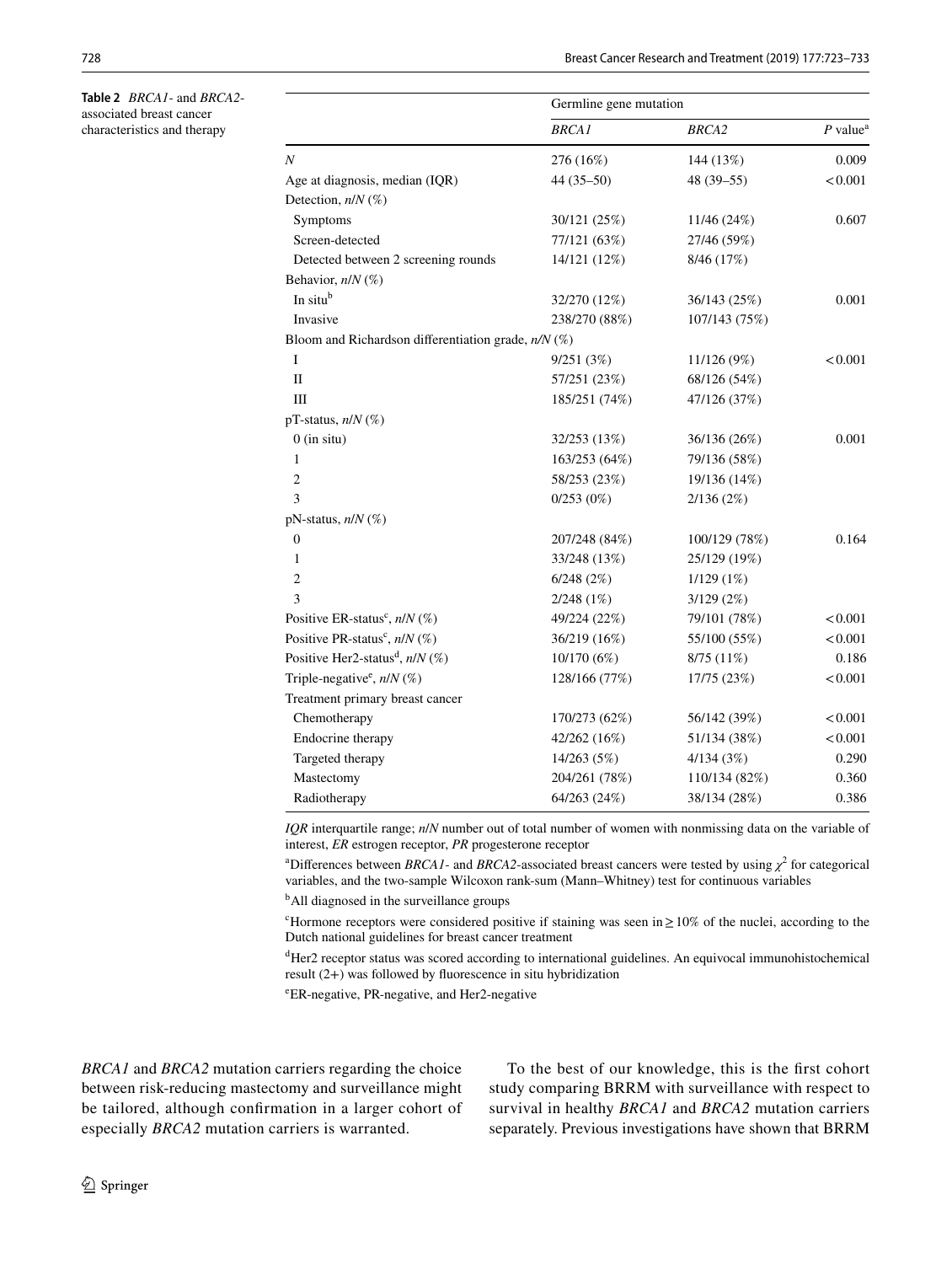**Table 2** *BRCA1*- and *BRCA2*-associated breast cancer characteristics and therapy

| | Germline gene mutation | | |
|---|---|---|---|
| | *BRCA1* | *BRCA2* | *P* value[a] |
| *N* | 276 (16%) | 144 (13%) | 0.009 |
| Age at diagnosis, median (IQR) | 44 (35–50) | 48 (39–55) | <0.001 |
| Detection, *n*/*N* (%) | | | |
| Symptoms | 30/121 (25%) | 11/46 (24%) | 0.607 |
| Screen-detected | 77/121 (63%) | 27/46 (59%) | |
| Detected between 2 screening rounds | 14/121 (12%) | 8/46 (17%) | |
| Behavior, *n*/*N* (%) | | | |
| In situ[b] | 32/270 (12%) | 36/143 (25%) | 0.001 |
| Invasive | 238/270 (88%) | 107/143 (75%) | |
| Bloom and Richardson differentiation grade, *n/N* (%) | | | |
| I | 9/251 (3%) | 11/126 (9%) | <0.001 |
| II | 57/251 (23%) | 68/126 (54%) | |
| III | 185/251 (74%) | 47/126 (37%) | |
| pT-status, *n*/*N* (%) | | | |
| 0 (in situ) | 32/253 (13%) | 36/136 (26%) | 0.001 |
| 1 | 163/253 (64%) | 79/136 (58%) | |
| 2 | 58/253 (23%) | 19/136 (14%) | |
| 3 | 0/253 (0%) | 2/136 (2%) | |
| pN-status, *n*/*N* (%) | | | |
| 0 | 207/248 (84%) | 100/129 (78%) | 0.164 |
| 1 | 33/248 (13%) | 25/129 (19%) | |
| 2 | 6/248 (2%) | 1/129 (1%) | |
| 3 | 2/248 (1%) | 3/129 (2%) | |
| Positive ER-status[c], *n*/*N* (%) | 49/224 (22%) | 79/101 (78%) | <0.001 |
| Positive PR-status[c], *n*/*N* (%) | 36/219 (16%) | 55/100 (55%) | <0.001 |
| Positive Her2-status[d], *n*/*N* (%) | 10/170 (6%) | 8/75 (11%) | 0.186 |
| Triple-negative[e], *n*/*N* (%) | 128/166 (77%) | 17/75 (23%) | <0.001 |
| Treatment primary breast cancer | | | |
| Chemotherapy | 170/273 (62%) | 56/142 (39%) | <0.001 |
| Endocrine therapy | 42/262 (16%) | 51/134 (38%) | <0.001 |
| Targeted therapy | 14/263 (5%) | 4/134 (3%) | 0.290 |
| Mastectomy | 204/261 (78%) | 110/134 (82%) | 0.360 |
| Radiotherapy | 64/263 (24%) | 38/134 (28%) | 0.386 |

*IQR* interquartile range; *n*/*N* number out of total number of women with nonmissing data on the variable of interest, *ER* estrogen receptor, *PR* progesterone receptor

[a]Differences between *BRCA1*- and *BRCA2*-associated breast cancers were tested by using $\chi^2$ for categorical variables, and the two-sample Wilcoxon rank-sum (Mann–Whitney) test for continuous variables

[b]All diagnosed in the surveillance groups

[c]Hormone receptors were considered positive if staining was seen in ≥ 10% of the nuclei, according to the Dutch national guidelines for breast cancer treatment

[d]Her2 receptor status was scored according to international guidelines. An equivocal immunohistochemical result (2+) was followed by fluorescence in situ hybridization

[e]ER-negative, PR-negative, and Her2-negative

*BRCA1* and *BRCA2* mutation carriers regarding the choice between risk-reducing mastectomy and surveillance might be tailored, although confirmation in a larger cohort of especially *BRCA2* mutation carriers is warranted.

To the best of our knowledge, this is the first cohort study comparing BRRM with surveillance with respect to survival in healthy *BRCA1* and *BRCA2* mutation carriers separately. Previous investigations have shown that BRRM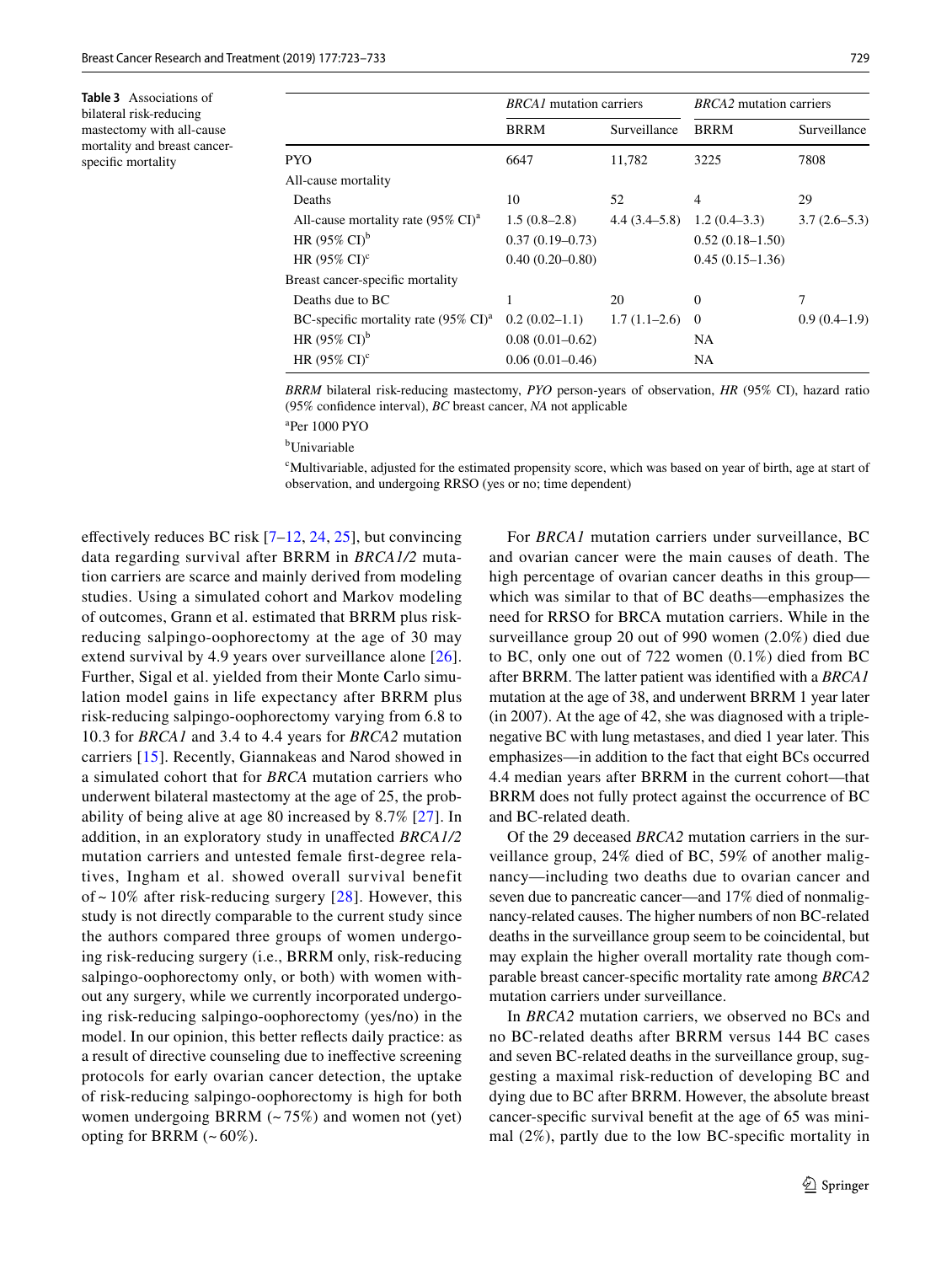**Table 3** Associations of bilateral risk-reducing mastectomy with all-cause mortality and breast cancer-specific mortality

| | *BRCA1* mutation carriers | | *BRCA2* mutation carriers | |
|---|---|---|---|---|
| | BRRM | Surveillance | BRRM | Surveillance |
| PYO | 6647 | 11,782 | 3225 | 7808 |
| All-cause mortality | | | | |
| Deaths | 10 | 52 | 4 | 29 |
| All-cause mortality rate (95% CI)[a] | 1.5 (0.8–2.8) | 4.4 (3.4–5.8) | 1.2 (0.4–3.3) | 3.7 (2.6–5.3) |
| HR (95% CI)[b] | 0.37 (0.19–0.73) | | 0.52 (0.18–1.50) | |
| HR (95% CI)[c] | 0.40 (0.20–0.80) | | 0.45 (0.15–1.36) | |
| Breast cancer-specific mortality | | | | |
| Deaths due to BC | 1 | 20 | 0 | 7 |
| BC-specific mortality rate (95% CI)[a] | 0.2 (0.02–1.1) | 1.7 (1.1–2.6) | 0 | 0.9 (0.4–1.9) |
| HR (95% CI)[b] | 0.08 (0.01–0.62) | | NA | |
| HR (95% CI)[c] | 0.06 (0.01–0.46) | | NA | |

*BRRM* bilateral risk-reducing mastectomy, *PYO* person-years of observation, *HR* (95% CI), hazard ratio (95% confidence interval), *BC* breast cancer, *NA* not applicable

[a]Per 1000 PYO

[b]Univariable

[c]Multivariable, adjusted for the estimated propensity score, which was based on year of birth, age at start of observation, and undergoing RRSO (yes or no; time dependent)

effectively reduces BC risk [7–12, 24, 25], but convincing data regarding survival after BRRM in *BRCA1/2* mutation carriers are scarce and mainly derived from modeling studies. Using a simulated cohort and Markov modeling of outcomes, Grann et al. estimated that BRRM plus risk-reducing salpingo-oophorectomy at the age of 30 may extend survival by 4.9 years over surveillance alone [26]. Further, Sigal et al. yielded from their Monte Carlo simulation model gains in life expectancy after BRRM plus risk-reducing salpingo-oophorectomy varying from 6.8 to 10.3 for *BRCA1* and 3.4 to 4.4 years for *BRCA2* mutation carriers [15]. Recently, Giannakeas and Narod showed in a simulated cohort that for *BRCA* mutation carriers who underwent bilateral mastectomy at the age of 25, the probability of being alive at age 80 increased by 8.7% [27]. In addition, in an exploratory study in unaffected *BRCA1/2* mutation carriers and untested female first-degree relatives, Ingham et al. showed overall survival benefit of ~10% after risk-reducing surgery [28]. However, this study is not directly comparable to the current study since the authors compared three groups of women undergoing risk-reducing surgery (i.e., BRRM only, risk-reducing salpingo-oophorectomy only, or both) with women without any surgery, while we currently incorporated undergoing risk-reducing salpingo-oophorectomy (yes/no) in the model. In our opinion, this better reflects daily practice: as a result of directive counseling due to ineffective screening protocols for early ovarian cancer detection, the uptake of risk-reducing salpingo-oophorectomy is high for both women undergoing BRRM (~75%) and women not (yet) opting for BRRM (~60%).

For *BRCA1* mutation carriers under surveillance, BC and ovarian cancer were the main causes of death. The high percentage of ovarian cancer deaths in this group—which was similar to that of BC deaths—emphasizes the need for RRSO for BRCA mutation carriers. While in the surveillance group 20 out of 990 women (2.0%) died due to BC, only one out of 722 women (0.1%) died from BC after BRRM. The latter patient was identified with a *BRCA1* mutation at the age of 38, and underwent BRRM 1 year later (in 2007). At the age of 42, she was diagnosed with a triple-negative BC with lung metastases, and died 1 year later. This emphasizes—in addition to the fact that eight BCs occurred 4.4 median years after BRRM in the current cohort—that BRRM does not fully protect against the occurrence of BC and BC-related death.

Of the 29 deceased *BRCA2* mutation carriers in the surveillance group, 24% died of BC, 59% of another malignancy—including two deaths due to ovarian cancer and seven due to pancreatic cancer—and 17% died of nonmalignancy-related causes. The higher numbers of non BC-related deaths in the surveillance group seem to be coincidental, but may explain the higher overall mortality rate though comparable breast cancer-specific mortality rate among *BRCA2* mutation carriers under surveillance.

In *BRCA2* mutation carriers, we observed no BCs and no BC-related deaths after BRRM versus 144 BC cases and seven BC-related deaths in the surveillance group, suggesting a maximal risk-reduction of developing BC and dying due to BC after BRRM. However, the absolute breast cancer-specific survival benefit at the age of 65 was minimal (2%), partly due to the low BC-specific mortality in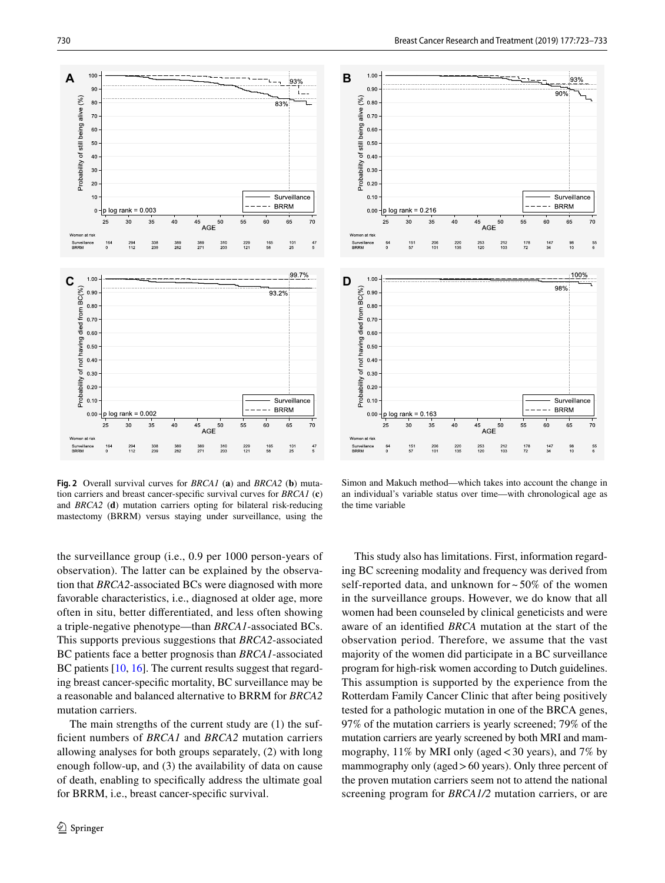A

100
90
80
70
60
50
40
30
20
10
0

Probability of still being alive (%)

93%
83%

Surveillance
BRRM

p log rank = 0.003

25 30 35 40 45 50 55 60 65 70
AGE

Women at risk
Surveillance 164 294 338 369 389 310 229 165 101 47
BRRM 0 112 239 282 271 203 121 58 25 5

B

1.00
0.90
0.80
0.70
0.60
0.50
0.40
0.30
0.20
0.10
0.00

Probability of still being alive (%)

93%
90%

Surveillance
BRRM

p log rank = 0.216

25 30 35 40 45 50 55 60 65 70
AGE

Women at risk
Surveillance 64 151 206 220 253 212 178 147 98 55
BRRM 0 57 101 135 120 103 72 34 10 6

C

1.00
0.90
0.80
0.70
0.60
0.50
0.40
0.30
0.20
0.10
0.00

Probability of not having died from BC(%)

99.7%
93.2%

Surveillance
BRRM

p log rank = 0.002

25 30 35 40 45 50 55 60 65 70
AGE

Women at risk
Surveillance 164 294 338 369 389 310 229 165 101 47
BRRM 0 112 239 282 271 203 121 58 25 5

D

1.00
0.90
0.80
0.70
0.60
0.50
0.40
0.30
0.20
0.10
0.00

Probability of not having died from BC(%)

100%
98%

Surveillance
BRRM

p log rank = 0.163

25 30 35 40 45 50 55 60 65 70
AGE

Women at risk
Surveillance 64 151 206 220 253 212 178 147 98 55
BRRM 0 57 101 135 120 103 72 34 10 6

**Fig. 2** Overall survival curves for *BRCA1* (**a**) and *BRCA2* (**b**) mutation carriers and breast cancer-specific survival curves for *BRCA1* (**c**) and *BRCA2* (**d**) mutation carriers opting for bilateral risk-reducing mastectomy (BRRM) versus staying under surveillance, using the Simon and Makuch method—which takes into account the change in an individual's variable status over time—with chronological age as the time variable

the surveillance group (i.e., 0.9 per 1000 person-years of observation). The latter can be explained by the observation that *BRCA2*-associated BCs were diagnosed with more favorable characteristics, i.e., diagnosed at older age, more often in situ, better differentiated, and less often showing a triple-negative phenotype—than *BRCA1*-associated BCs. This supports previous suggestions that *BRCA2*-associated BC patients face a better prognosis than *BRCA1*-associated BC patients [10, 16]. The current results suggest that regarding breast cancer-specific mortality, BC surveillance may be a reasonable and balanced alternative to BRRM for *BRCA2* mutation carriers.

The main strengths of the current study are (1) the sufficient numbers of *BRCA1* and *BRCA2* mutation carriers allowing analyses for both groups separately, (2) with long enough follow-up, and (3) the availability of data on cause of death, enabling to specifically address the ultimate goal for BRRM, i.e., breast cancer-specific survival.

This study also has limitations. First, information regarding BC screening modality and frequency was derived from self-reported data, and unknown for ~ 50% of the women in the surveillance groups. However, we do know that all women had been counseled by clinical geneticists and were aware of an identified *BRCA* mutation at the start of the observation period. Therefore, we assume that the vast majority of the women did participate in a BC surveillance program for high-risk women according to Dutch guidelines. This assumption is supported by the experience from the Rotterdam Family Cancer Clinic that after being positively tested for a pathologic mutation in one of the BRCA genes, 97% of the mutation carriers is yearly screened; 79% of the mutation carriers are yearly screened by both MRI and mammography, 11% by MRI only (aged < 30 years), and 7% by mammography only (aged > 60 years). Only three percent of the proven mutation carriers seem not to attend the national screening program for *BRCA1/2* mutation carriers, or are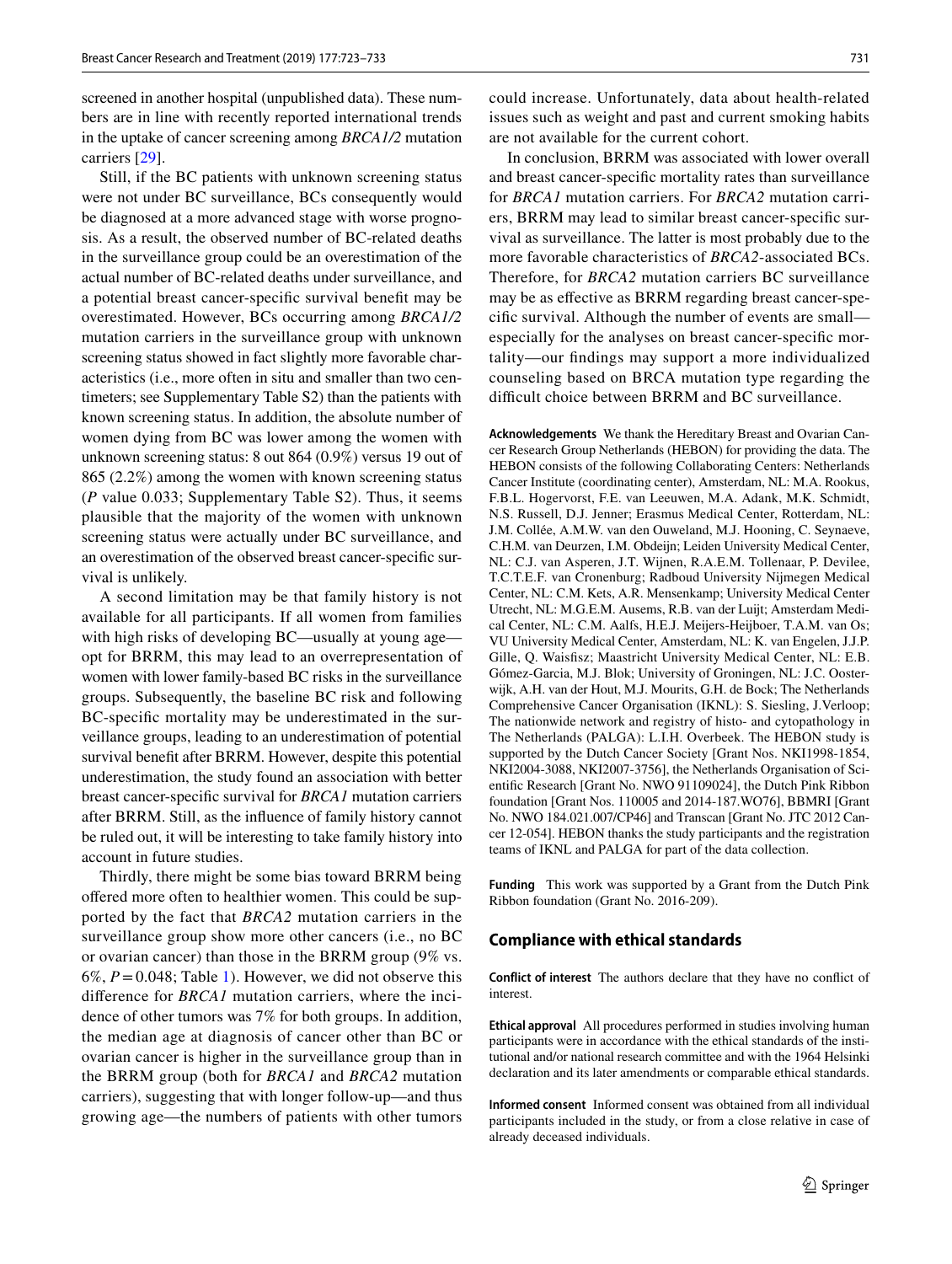screened in another hospital (unpublished data). These numbers are in line with recently reported international trends in the uptake of cancer screening among *BRCA1/2* mutation carriers [29].

Still, if the BC patients with unknown screening status were not under BC surveillance, BCs consequently would be diagnosed at a more advanced stage with worse prognosis. As a result, the observed number of BC-related deaths in the surveillance group could be an overestimation of the actual number of BC-related deaths under surveillance, and a potential breast cancer-specific survival benefit may be overestimated. However, BCs occurring among *BRCA1/2* mutation carriers in the surveillance group with unknown screening status showed in fact slightly more favorable characteristics (i.e., more often in situ and smaller than two centimeters; see Supplementary Table S2) than the patients with known screening status. In addition, the absolute number of women dying from BC was lower among the women with unknown screening status: 8 out 864 (0.9%) versus 19 out of 865 (2.2%) among the women with known screening status (*P* value 0.033; Supplementary Table S2). Thus, it seems plausible that the majority of the women with unknown screening status were actually under BC surveillance, and an overestimation of the observed breast cancer-specific survival is unlikely.

A second limitation may be that family history is not available for all participants. If all women from families with high risks of developing BC—usually at young age—opt for BRRM, this may lead to an overrepresentation of women with lower family-based BC risks in the surveillance groups. Subsequently, the baseline BC risk and following BC-specific mortality may be underestimated in the surveillance groups, leading to an underestimation of potential survival benefit after BRRM. However, despite this potential underestimation, the study found an association with better breast cancer-specific survival for *BRCA1* mutation carriers after BRRM. Still, as the influence of family history cannot be ruled out, it will be interesting to take family history into account in future studies.

Thirdly, there might be some bias toward BRRM being offered more often to healthier women. This could be supported by the fact that *BRCA2* mutation carriers in the surveillance group show more other cancers (i.e., no BC or ovarian cancer) than those in the BRRM group (9% vs. 6%, $P = 0.048$; Table 1). However, we did not observe this difference for *BRCA1* mutation carriers, where the incidence of other tumors was 7% for both groups. In addition, the median age at diagnosis of cancer other than BC or ovarian cancer is higher in the surveillance group than in the BRRM group (both for *BRCA1* and *BRCA2* mutation carriers), suggesting that with longer follow-up—and thus growing age—the numbers of patients with other tumors could increase. Unfortunately, data about health-related issues such as weight and past and current smoking habits are not available for the current cohort.

In conclusion, BRRM was associated with lower overall and breast cancer-specific mortality rates than surveillance for *BRCA1* mutation carriers. For *BRCA2* mutation carriers, BRRM may lead to similar breast cancer-specific survival as surveillance. The latter is most probably due to the more favorable characteristics of *BRCA2*-associated BCs. Therefore, for *BRCA2* mutation carriers BC surveillance may be as effective as BRRM regarding breast cancer-specific survival. Although the number of events are small—especially for the analyses on breast cancer-specific mortality—our findings may support a more individualized counseling based on BRCA mutation type regarding the difficult choice between BRRM and BC surveillance.

**Acknowledgements** We thank the Hereditary Breast and Ovarian Cancer Research Group Netherlands (HEBON) for providing the data. The HEBON consists of the following Collaborating Centers: Netherlands Cancer Institute (coordinating center), Amsterdam, NL: M.A. Rookus, F.B.L. Hogervorst, F.E. van Leeuwen, M.A. Adank, M.K. Schmidt, N.S. Russell, D.J. Jenner; Erasmus Medical Center, Rotterdam, NL: J.M. Collée, A.M.W. van den Ouweland, M.J. Hooning, C. Seynaeve, C.H.M. van Deurzen, I.M. Obdeijn; Leiden University Medical Center, NL: C.J. van Asperen, J.T. Wijnen, R.A.E.M. Tollenaar, P. Devilee, T.C.T.E.F. van Cronenburg; Radboud University Nijmegen Medical Center, NL: C.M. Kets, A.R. Mensenkamp; University Medical Center Utrecht, NL: M.G.E.M. Ausems, R.B. van der Luijt; Amsterdam Medical Center, NL: C.M. Aalfs, H.E.J. Meijers-Heijboer, T.A.M. van Os; VU University Medical Center, Amsterdam, NL: K. van Engelen, J.J.P. Gille, Q. Waisfisz; Maastricht University Medical Center, NL: E.B. Gómez-Garcia, M.J. Blok; University of Groningen, NL: J.C. Oosterwijk, A.H. van der Hout, M.J. Mourits, G.H. de Bock; The Netherlands Comprehensive Cancer Organisation (IKNL): S. Siesling, J.Verloop; The nationwide network and registry of histo- and cytopathology in The Netherlands (PALGA): L.I.H. Overbeek. The HEBON study is supported by the Dutch Cancer Society [Grant Nos. NKI1998-1854, NKI2004-3088, NKI2007-3756], the Netherlands Organisation of Scientific Research [Grant No. NWO 91109024], the Dutch Pink Ribbon foundation [Grant Nos. 110005 and 2014-187.WO76], BBMRI [Grant No. NWO 184.021.007/CP46] and Transcan [Grant No. JTC 2012 Cancer 12-054]. HEBON thanks the study participants and the registration teams of IKNL and PALGA for part of the data collection.

**Funding** This work was supported by a Grant from the Dutch Pink Ribbon foundation (Grant No. 2016-209).

## Compliance with ethical standards

**Conflict of interest** The authors declare that they have no conflict of interest.

**Ethical approval** All procedures performed in studies involving human participants were in accordance with the ethical standards of the institutional and/or national research committee and with the 1964 Helsinki declaration and its later amendments or comparable ethical standards.

**Informed consent** Informed consent was obtained from all individual participants included in the study, or from a close relative in case of already deceased individuals.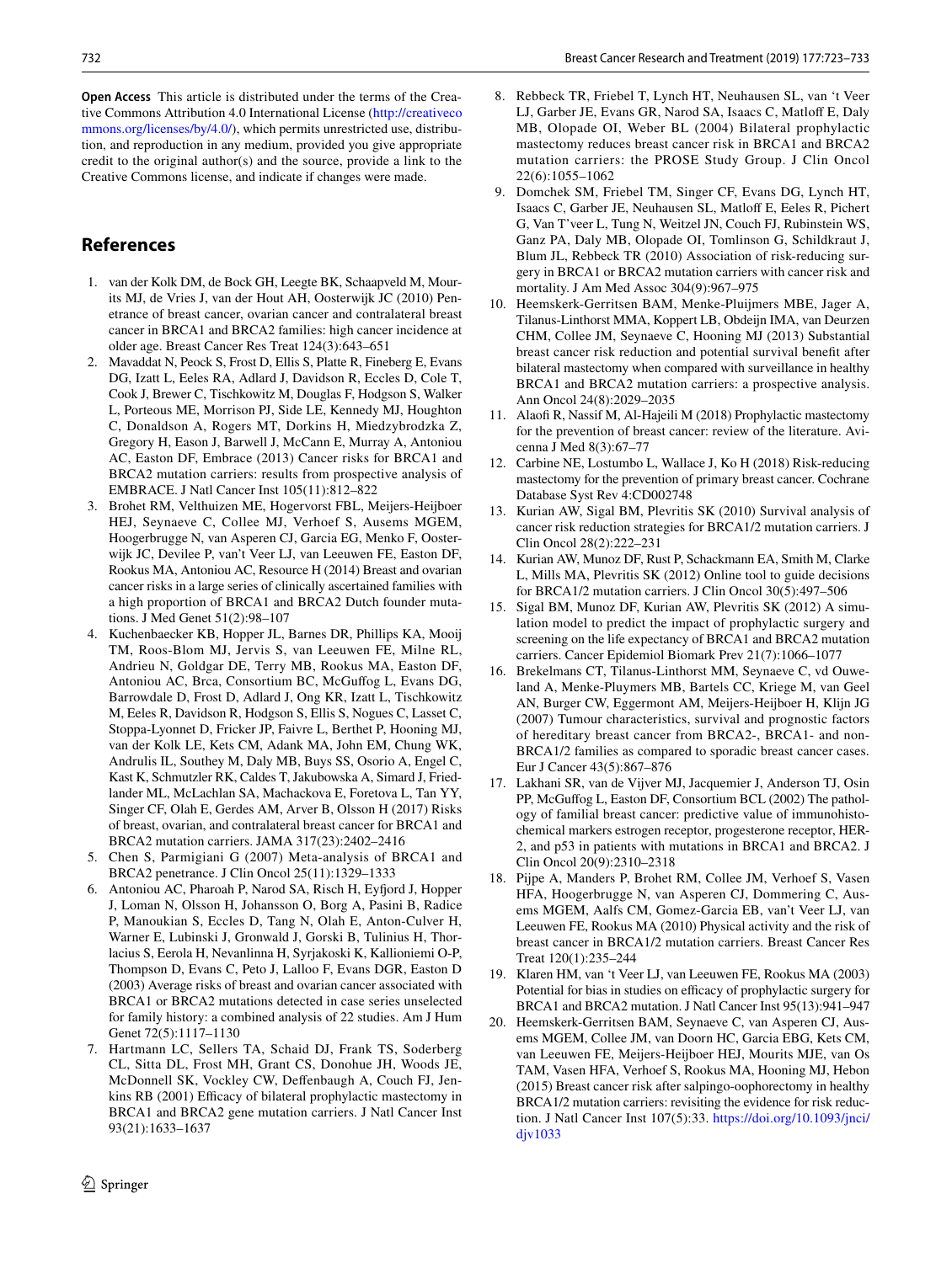**Open Access** This article is distributed under the terms of the Creative Commons Attribution 4.0 International License (http://creativecommons.org/licenses/by/4.0/), which permits unrestricted use, distribution, and reproduction in any medium, provided you give appropriate credit to the original author(s) and the source, provide a link to the Creative Commons license, and indicate if changes were made.

## References

1. van der Kolk DM, de Bock GH, Leegte BK, Schaapveld M, Mourits MJ, de Vries J, van der Hout AH, Oosterwijk JC (2010) Penetrance of breast cancer, ovarian cancer and contralateral breast cancer in BRCA1 and BRCA2 families: high cancer incidence at older age. Breast Cancer Res Treat 124(3):643–651
2. Mavaddat N, Peock S, Frost D, Ellis S, Platte R, Fineberg E, Evans DG, Izatt L, Eeles RA, Adlard J, Davidson R, Eccles D, Cole T, Cook J, Brewer C, Tischkowitz M, Douglas F, Hodgson S, Walker L, Porteous ME, Morrison PJ, Side LE, Kennedy MJ, Houghton C, Donaldson A, Rogers MT, Dorkins H, Miedzybrodzka Z, Gregory H, Eason J, Barwell J, McCann E, Murray A, Antoniou AC, Easton DF, Embrace (2013) Cancer risks for BRCA1 and BRCA2 mutation carriers: results from prospective analysis of EMBRACE. J Natl Cancer Inst 105(11):812–822
3. Brohet RM, Velthuizen ME, Hogervorst FBL, Meijers-Heijboer HEJ, Seynaeve C, Collee MJ, Verhoef S, Ausems MGEM, Hoogerbrugge N, van Asperen CJ, Garcia EG, Menko F, Oosterwijk JC, Devilee P, van't Veer LJ, van Leeuwen FE, Easton DF, Rookus MA, Antoniou AC, Resource H (2014) Breast and ovarian cancer risks in a large series of clinically ascertained families with a high proportion of BRCA1 and BRCA2 Dutch founder mutations. J Med Genet 51(2):98–107
4. Kuchenbaecker KB, Hopper JL, Barnes DR, Phillips KA, Mooij TM, Roos-Blom MJ, Jervis S, van Leeuwen FE, Milne RL, Andrieu N, Goldgar DE, Terry MB, Rookus MA, Easton DF, Antoniou AC, Brca, Consortium BC, McGuffog L, Evans DG, Barrowdale D, Frost D, Adlard J, Ong KR, Izatt L, Tischkowitz M, Eeles R, Davidson R, Hodgson S, Ellis S, Nogues C, Lasset C, Stoppa-Lyonnet D, Fricker JP, Faivre L, Berthet P, Hooning MJ, van der Kolk LE, Kets CM, Adank MA, John EM, Chung WK, Andrulis IL, Southey M, Daly MB, Buys SS, Osorio A, Engel C, Kast K, Schmutzler RK, Caldes T, Jakubowska A, Simard J, Friedlander ML, McLachlan SA, Machackova E, Foretova L, Tan YY, Singer CF, Olah E, Gerdes AM, Arver B, Olsson H (2017) Risks of breast, ovarian, and contralateral breast cancer for BRCA1 and BRCA2 mutation carriers. JAMA 317(23):2402–2416
5. Chen S, Parmigiani G (2007) Meta-analysis of BRCA1 and BRCA2 penetrance. J Clin Oncol 25(11):1329–1333
6. Antoniou AC, Pharoah P, Narod SA, Risch H, Eyfjord J, Hopper J, Loman N, Olsson H, Johansson O, Borg A, Pasini B, Radice P, Manoukian S, Eccles D, Tang N, Olah E, Anton-Culver H, Warner E, Lubinski J, Gronwald J, Gorski B, Tulinius H, Thorlacius S, Eerola H, Nevanlinna H, Syrjakoski K, Kallioniemi O-P, Thompson D, Evans C, Peto J, Lalloo F, Evans DGR, Easton D (2003) Average risks of breast and ovarian cancer associated with BRCA1 or BRCA2 mutations detected in case series unselected for family history: a combined analysis of 22 studies. Am J Hum Genet 72(5):1117–1130
7. Hartmann LC, Sellers TA, Schaid DJ, Frank TS, Soderberg CL, Sitta DL, Frost MH, Grant CS, Donohue JH, Woods JE, McDonnell SK, Vockley CW, Deffenbaugh A, Couch FJ, Jenkins RB (2001) Efficacy of bilateral prophylactic mastectomy in BRCA1 and BRCA2 gene mutation carriers. J Natl Cancer Inst 93(21):1633–1637
8. Rebbeck TR, Friebel T, Lynch HT, Neuhausen SL, van 't Veer LJ, Garber JE, Evans GR, Narod SA, Isaacs C, Matloff E, Daly MB, Olopade OI, Weber BL (2004) Bilateral prophylactic mastectomy reduces breast cancer risk in BRCA1 and BRCA2 mutation carriers: the PROSE Study Group. J Clin Oncol 22(6):1055–1062
9. Domchek SM, Friebel TM, Singer CF, Evans DG, Lynch HT, Isaacs C, Garber JE, Neuhausen SL, Matloff E, Eeles R, Pichert G, Van T'veer L, Tung N, Weitzel JN, Couch FJ, Rubinstein WS, Ganz PA, Daly MB, Olopade OI, Tomlinson G, Schildkraut J, Blum JL, Rebbeck TR (2010) Association of risk-reducing surgery in BRCA1 or BRCA2 mutation carriers with cancer risk and mortality. J Am Med Assoc 304(9):967–975
10. Heemskerk-Gerritsen BAM, Menke-Pluijmers MBE, Jager A, Tilanus-Linthorst MMA, Koppert LB, Obdeijn IMA, van Deurzen CHM, Collee JM, Seynaeve C, Hooning MJ (2013) Substantial breast cancer risk reduction and potential survival benefit after bilateral mastectomy when compared with surveillance in healthy BRCA1 and BRCA2 mutation carriers: a prospective analysis. Ann Oncol 24(8):2029–2035
11. Alaofi R, Nassif M, Al-Hajeili M (2018) Prophylactic mastectomy for the prevention of breast cancer: review of the literature. Avicenna J Med 8(3):67–77
12. Carbine NE, Lostumbo L, Wallace J, Ko H (2018) Risk-reducing mastectomy for the prevention of primary breast cancer. Cochrane Database Syst Rev 4:CD002748
13. Kurian AW, Sigal BM, Plevritis SK (2010) Survival analysis of cancer risk reduction strategies for BRCA1/2 mutation carriers. J Clin Oncol 28(2):222–231
14. Kurian AW, Munoz DF, Rust P, Schackmann EA, Smith M, Clarke L, Mills MA, Plevritis SK (2012) Online tool to guide decisions for BRCA1/2 mutation carriers. J Clin Oncol 30(5):497–506
15. Sigal BM, Munoz DF, Kurian AW, Plevritis SK (2012) A simulation model to predict the impact of prophylactic surgery and screening on the life expectancy of BRCA1 and BRCA2 mutation carriers. Cancer Epidemiol Biomark Prev 21(7):1066–1077
16. Brekelmans CT, Tilanus-Linthorst MM, Seynaeve C, vd Ouweland A, Menke-Pluymers MB, Bartels CC, Kriege M, van Geel AN, Burger CW, Eggermont AM, Meijers-Heijboer H, Klijn JG (2007) Tumour characteristics, survival and prognostic factors of hereditary breast cancer from BRCA2-, BRCA1- and non-BRCA1/2 families as compared to sporadic breast cancer cases. Eur J Cancer 43(5):867–876
17. Lakhani SR, van de Vijver MJ, Jacquemier J, Anderson TJ, Osin PP, McGuffog L, Easton DF, Consortium BCL (2002) The pathology of familial breast cancer: predictive value of immunohistochemical markers estrogen receptor, progesterone receptor, HER-2, and p53 in patients with mutations in BRCA1 and BRCA2. J Clin Oncol 20(9):2310–2318
18. Pijpe A, Manders P, Brohet RM, Collee JM, Verhoef S, Vasen HFA, Hoogerbrugge N, van Asperen CJ, Dommering C, Ausems MGEM, Aalfs CM, Gomez-Garcia EB, van't Veer LJ, van Leeuwen FE, Rookus MA (2010) Physical activity and the risk of breast cancer in BRCA1/2 mutation carriers. Breast Cancer Res Treat 120(1):235–244
19. Klaren HM, van 't Veer LJ, van Leeuwen FE, Rookus MA (2003) Potential for bias in studies on efficacy of prophylactic surgery for BRCA1 and BRCA2 mutation. J Natl Cancer Inst 95(13):941–947
20. Heemskerk-Gerritsen BAM, Seynaeve C, van Asperen CJ, Ausems MGEM, Collee JM, van Doorn HC, Garcia EBG, Kets CM, van Leeuwen FE, Meijers-Heijboer HEJ, Mourits MJE, van Os TAM, Vasen HFA, Verhoef S, Rookus MA, Hooning MJ, Hebon (2015) Breast cancer risk after salpingo-oophorectomy in healthy BRCA1/2 mutation carriers: revisiting the evidence for risk reduction. J Natl Cancer Inst 107(5):33. https://doi.org/10.1093/jnci/djv1033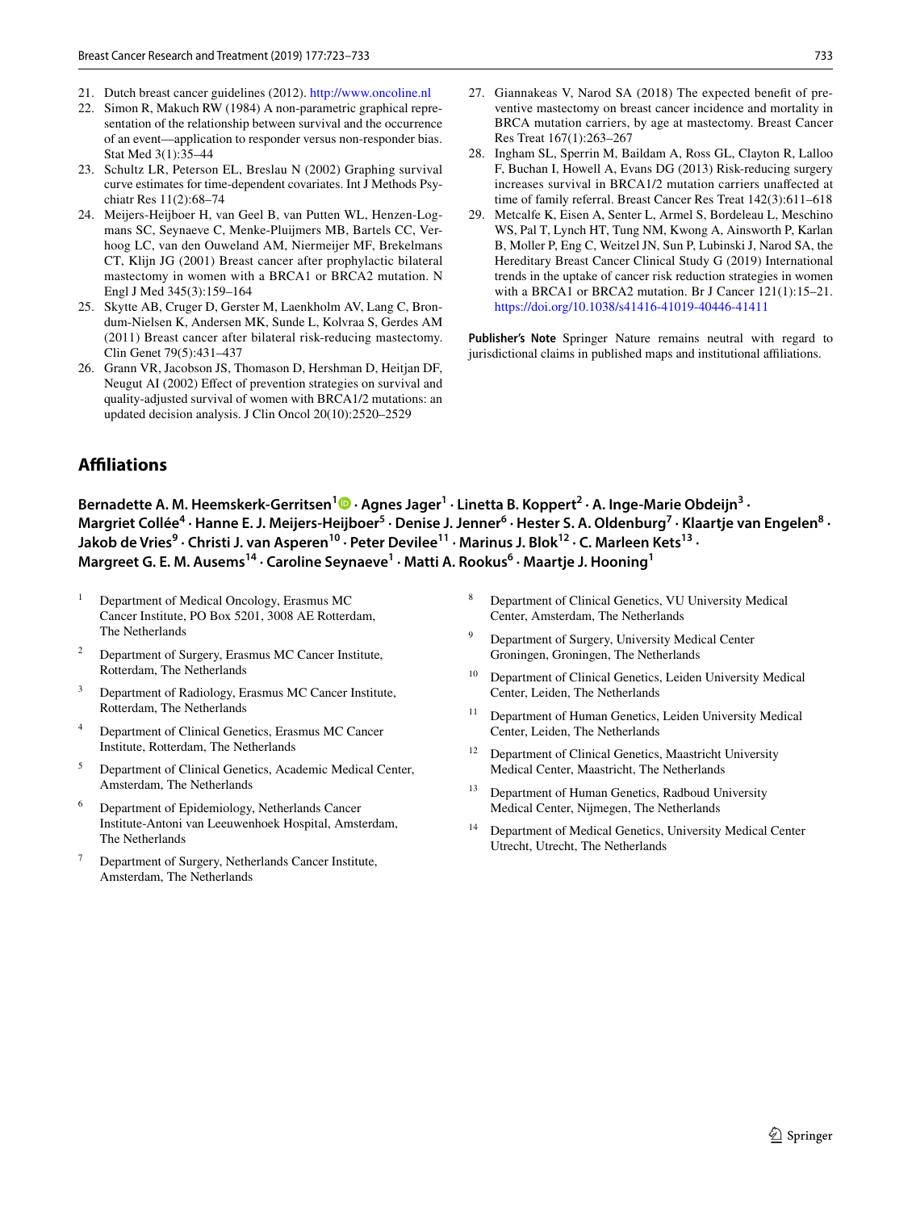21. Dutch breast cancer guidelines (2012). http://www.oncoline.nl
22. Simon R, Makuch RW (1984) A non-parametric graphical representation of the relationship between survival and the occurrence of an event—application to responder versus non-responder bias. Stat Med 3(1):35–44
23. Schultz LR, Peterson EL, Breslau N (2002) Graphing survival curve estimates for time-dependent covariates. Int J Methods Psychiatr Res 11(2):68–74
24. Meijers-Heijboer H, van Geel B, van Putten WL, Henzen-Logmans SC, Seynaeve C, Menke-Pluijmers MB, Bartels CC, Verhoog LC, van den Ouweland AM, Niermeijer MF, Brekelmans CT, Klijn JG (2001) Breast cancer after prophylactic bilateral mastectomy in women with a BRCA1 or BRCA2 mutation. N Engl J Med 345(3):159–164
25. Skytte AB, Cruger D, Gerster M, Laenkholm AV, Lang C, Brondum-Nielsen K, Andersen MK, Sunde L, Kolvraa S, Gerdes AM (2011) Breast cancer after bilateral risk-reducing mastectomy. Clin Genet 79(5):431–437
26. Grann VR, Jacobson JS, Thomason D, Hershman D, Heitjan DF, Neugut AI (2002) Effect of prevention strategies on survival and quality-adjusted survival of women with BRCA1/2 mutations: an updated decision analysis. J Clin Oncol 20(10):2520–2529
27. Giannakeas V, Narod SA (2018) The expected benefit of preventive mastectomy on breast cancer incidence and mortality in BRCA mutation carriers, by age at mastectomy. Breast Cancer Res Treat 167(1):263–267
28. Ingham SL, Sperrin M, Baildam A, Ross GL, Clayton R, Lalloo F, Buchan I, Howell A, Evans DG (2013) Risk-reducing surgery increases survival in BRCA1/2 mutation carriers unaffected at time of family referral. Breast Cancer Res Treat 142(3):611–618
29. Metcalfe K, Eisen A, Senter L, Armel S, Bordeleau L, Meschino WS, Pal T, Lynch HT, Tung NM, Kwong A, Ainsworth P, Karlan B, Moller P, Eng C, Weitzel JN, Sun P, Lubinski J, Narod SA, the Hereditary Breast Cancer Clinical Study G (2019) International trends in the uptake of cancer risk reduction strategies in women with a BRCA1 or BRCA2 mutation. Br J Cancer 121(1):15–21. https://doi.org/10.1038/s41416-41019-40446-41411

**Publisher's Note** Springer Nature remains neutral with regard to jurisdictional claims in published maps and institutional affiliations.

## Affiliations

**Bernadette A. M. Heemskerk-Gerritsen[1] · Agnes Jager[1] · Linetta B. Koppert[2] · A. Inge-Marie Obdeijn[3] · Margriet Collée[4] · Hanne E. J. Meijers-Heijboer[5] · Denise J. Jenner[6] · Hester S. A. Oldenburg[7] · Klaartje van Engelen[8] · Jakob de Vries[9] · Christi J. van Asperen[10] · Peter Devilee[11] · Marinus J. Blok[12] · C. Marleen Kets[13] · Margreet G. E. M. Ausems[14] · Caroline Seynaeve[1] · Matti A. Rookus[6] · Maartje J. Hooning[1]**

[1] Department of Medical Oncology, Erasmus MC Cancer Institute, PO Box 5201, 3008 AE Rotterdam, The Netherlands

[2] Department of Surgery, Erasmus MC Cancer Institute, Rotterdam, The Netherlands

[3] Department of Radiology, Erasmus MC Cancer Institute, Rotterdam, The Netherlands

[4] Department of Clinical Genetics, Erasmus MC Cancer Institute, Rotterdam, The Netherlands

[5] Department of Clinical Genetics, Academic Medical Center, Amsterdam, The Netherlands

[6] Department of Epidemiology, Netherlands Cancer Institute-Antoni van Leeuwenhoek Hospital, Amsterdam, The Netherlands

[7] Department of Surgery, Netherlands Cancer Institute, Amsterdam, The Netherlands

[8] Department of Clinical Genetics, VU University Medical Center, Amsterdam, The Netherlands

[9] Department of Surgery, University Medical Center Groningen, Groningen, The Netherlands

[10] Department of Clinical Genetics, Leiden University Medical Center, Leiden, The Netherlands

[11] Department of Human Genetics, Leiden University Medical Center, Leiden, The Netherlands

[12] Department of Clinical Genetics, Maastricht University Medical Center, Maastricht, The Netherlands

[13] Department of Human Genetics, Radboud University Medical Center, Nijmegen, The Netherlands

[14] Department of Medical Genetics, University Medical Center Utrecht, Utrecht, The Netherlands